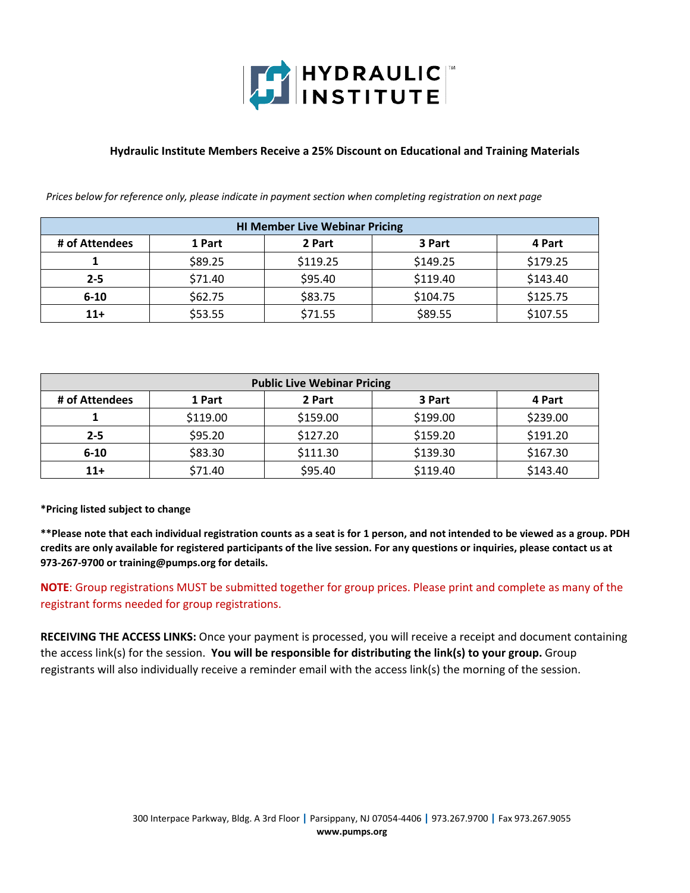# HYDRAULIC INSTITUTE

**Hydraulic Institute Members Receive a 25% Discount on Educational and Training Materials**

*Prices below for reference only, please indicate in payment section when completing registration on next page*

| HI Member Live Webinar Pricing | | | | |
|---|---|---|---|---|
| **# of Attendees** | **1 Part** | **2 Part** | **3 Part** | **4 Part** |
| **1** | $89.25 | $119.25 | $149.25 | $179.25 |
| **2-5** | $71.40 | $95.40 | $119.40 | $143.40 |
| **6-10** | $62.75 | $83.75 | $104.75 | $125.75 |
| **11+** | $53.55 | $71.55 | $89.55 | $107.55 |

| Public Live Webinar Pricing | | | | |
|---|---|---|---|---|
| **# of Attendees** | **1 Part** | **2 Part** | **3 Part** | **4 Part** |
| **1** | $119.00 | $159.00 | $199.00 | $239.00 |
| **2-5** | $95.20 | $127.20 | $159.20 | $191.20 |
| **6-10** | $83.30 | $111.30 | $139.30 | $167.30 |
| **11+** | $71.40 | $95.40 | $119.40 | $143.40 |

***Pricing listed subject to change**

****Please note that each individual registration counts as a seat is for 1 person, and not intended to be viewed as a group. PDH credits are only available for registered participants of the live session. For any questions or inquiries, please contact us at 973-267-9700 or training@pumps.org for details.**

**NOTE**: Group registrations MUST be submitted together for group prices. Please print and complete as many of the registrant forms needed for group registrations.

**RECEIVING THE ACCESS LINKS:** Once your payment is processed, you will receive a receipt and document containing the access link(s) for the session. **You will be responsible for distributing the link(s) to your group.** Group registrants will also individually receive a reminder email with the access link(s) the morning of the session.

300 Interpace Parkway, Bldg. A 3rd Floor | Parsippany, NJ 07054-4406 | 973.267.9700 | Fax 973.267.9055
**www.pumps.org**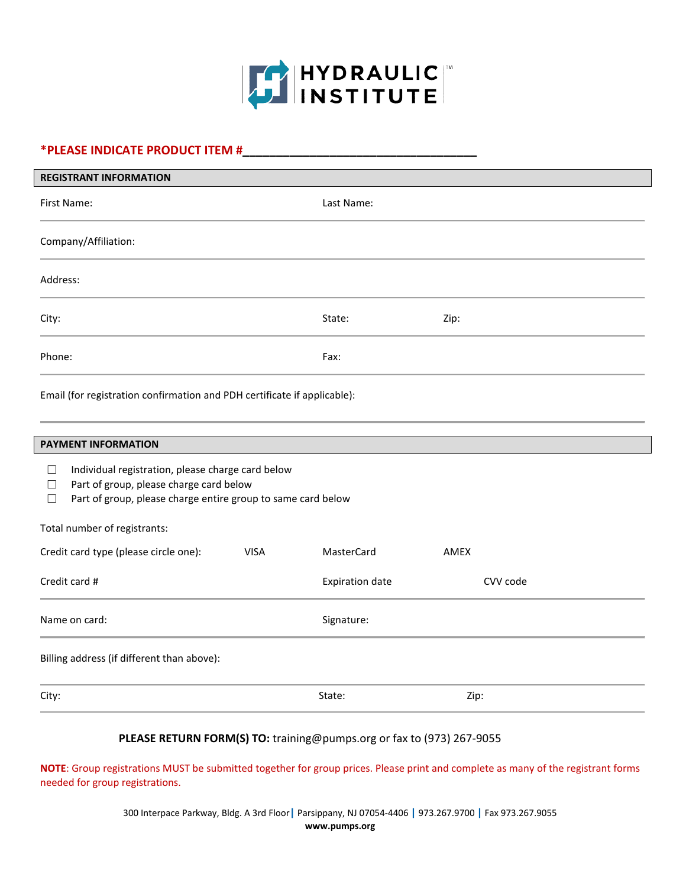HYDRAULIC INSTITUTE

**\*PLEASE INDICATE PRODUCT ITEM #\_\_\_\_\_\_\_\_\_\_\_\_\_\_\_\_\_\_\_\_\_\_\_\_\_\_\_\_\_\_\_\_\_\_\_\_**

## REGISTRANT INFORMATION

First Name: Last Name:

Company/Affiliation:

Address:

City: State: Zip:

Phone: Fax:

Email (for registration confirmation and PDH certificate if applicable):

## PAYMENT INFORMATION

- ☐ Individual registration, please charge card below
- ☐ Part of group, please charge card below
- ☐ Part of group, please charge entire group to same card below

Total number of registrants:

Credit card type (please circle one): VISA MasterCard AMEX

Credit card # Expiration date CVV code

Name on card: Signature:

Billing address (if different than above):

City: State: Zip:

**PLEASE RETURN FORM(S) TO:** training@pumps.org or fax to (973) 267-9055

**NOTE**: Group registrations MUST be submitted together for group prices. Please print and complete as many of the registrant forms needed for group registrations.

300 Interpace Parkway, Bldg. A 3rd Floor | Parsippany, NJ 07054-4406 | 973.267.9700 | Fax 973.267.9055

**www.pumps.org**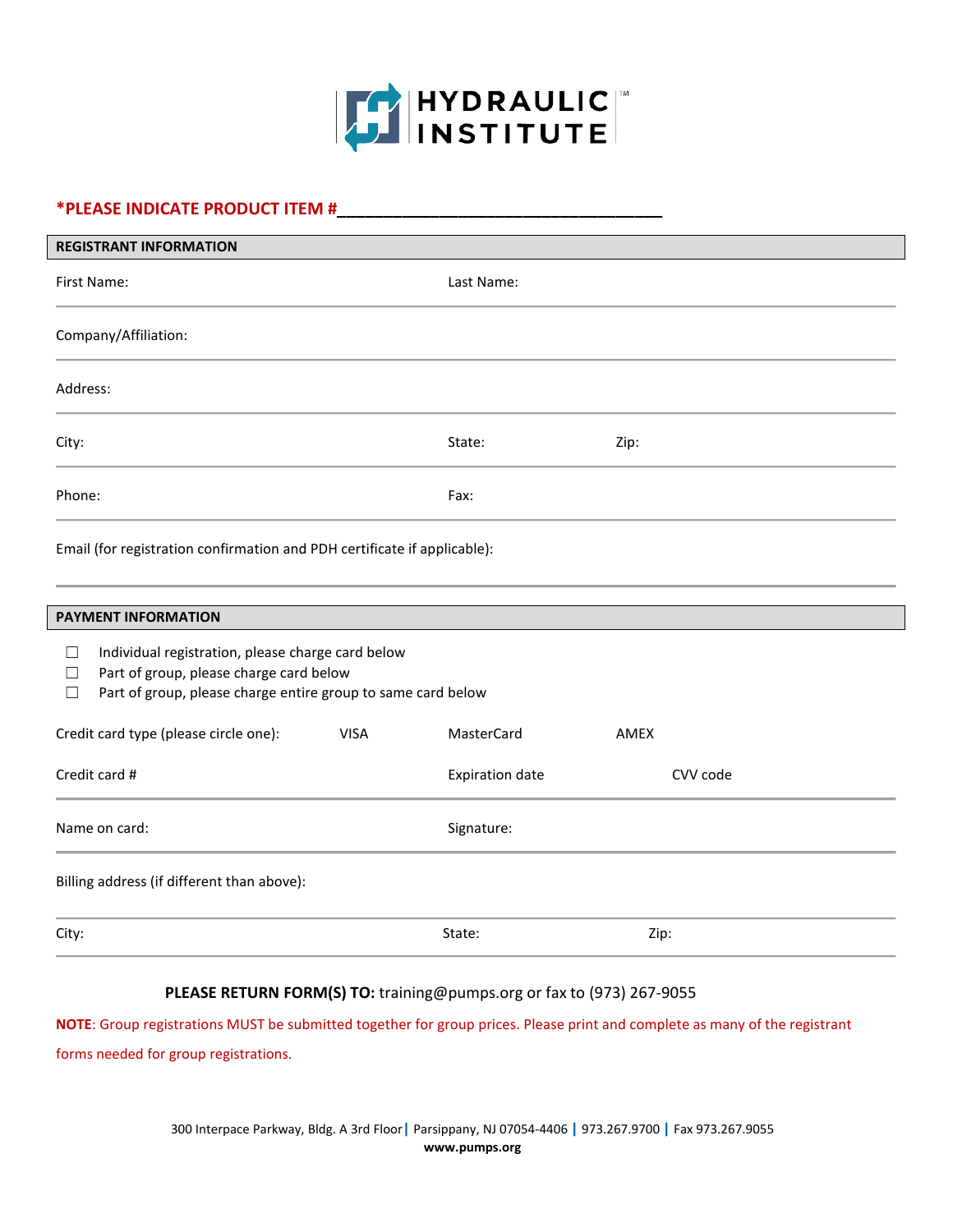**\*PLEASE INDICATE PRODUCT ITEM #\_\_\_\_\_\_\_\_\_\_\_\_\_\_\_\_\_\_\_\_\_\_\_\_\_\_\_\_\_\_\_\_\_\_\_**

## REGISTRANT INFORMATION

First Name: Last Name:

Company/Affiliation:

Address:

City: State: Zip:

Phone: Fax:

Email (for registration confirmation and PDH certificate if applicable):

## PAYMENT INFORMATION

- ☐ Individual registration, please charge card below
- ☐ Part of group, please charge card below
- ☐ Part of group, please charge entire group to same card below

Credit card type (please circle one): VISA MasterCard AMEX

Credit card # Expiration date CVV code

Name on card: Signature:

Billing address (if different than above):

City: State: Zip:

**PLEASE RETURN FORM(S) TO:** training@pumps.org or fax to (973) 267-9055

**NOTE**: Group registrations MUST be submitted together for group prices. Please print and complete as many of the registrant forms needed for group registrations.

300 Interpace Parkway, Bldg. A 3rd Floor | Parsippany, NJ 07054-4406 | 973.267.9700 | Fax 973.267.9055

**www.pumps.org**